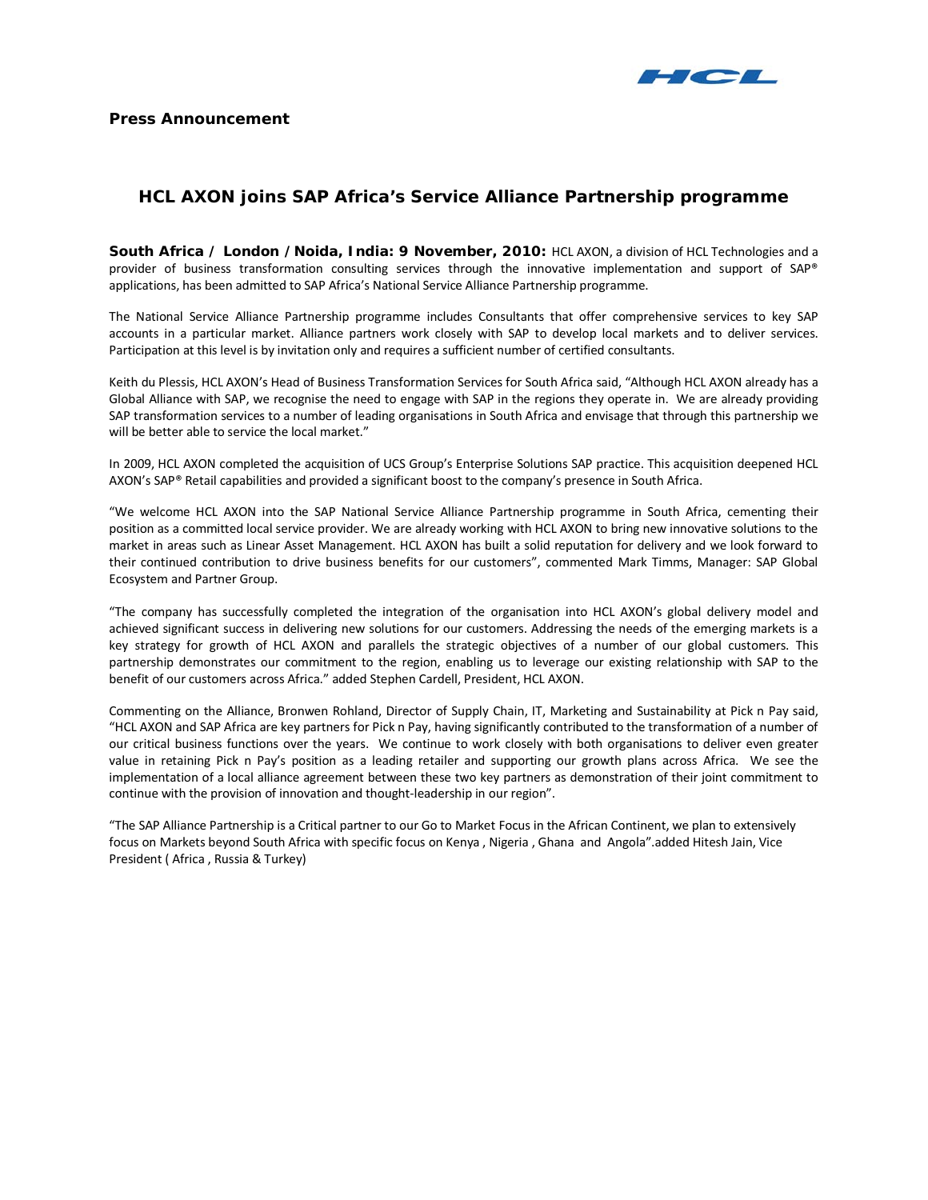**Press Announcement**

# HCL AXON joins SAP Africa's Service Alliance Partnership programme

**South Africa / London / Noida, India: 9 November, 2010:** HCL AXON, a division of HCL Technologies and a provider of business transformation consulting services through the innovative implementation and support of SAP® applications, has been admitted to SAP Africa's National Service Alliance Partnership programme.

The National Service Alliance Partnership programme includes Consultants that offer comprehensive services to key SAP accounts in a particular market. Alliance partners work closely with SAP to develop local markets and to deliver services. Participation at this level is by invitation only and requires a sufficient number of certified consultants.

Keith du Plessis, HCL AXON's Head of Business Transformation Services for South Africa said, "Although HCL AXON already has a Global Alliance with SAP, we recognise the need to engage with SAP in the regions they operate in. We are already providing SAP transformation services to a number of leading organisations in South Africa and envisage that through this partnership we will be better able to service the local market."

In 2009, HCL AXON completed the acquisition of UCS Group's Enterprise Solutions SAP practice. This acquisition deepened HCL AXON's SAP® Retail capabilities and provided a significant boost to the company's presence in South Africa.

"We welcome HCL AXON into the SAP National Service Alliance Partnership programme in South Africa, cementing their position as a committed local service provider. We are already working with HCL AXON to bring new innovative solutions to the market in areas such as Linear Asset Management. HCL AXON has built a solid reputation for delivery and we look forward to their continued contribution to drive business benefits for our customers", commented Mark Timms, Manager: SAP Global Ecosystem and Partner Group.

"The company has successfully completed the integration of the organisation into HCL AXON's global delivery model and achieved significant success in delivering new solutions for our customers. Addressing the needs of the emerging markets is a key strategy for growth of HCL AXON and parallels the strategic objectives of a number of our global customers. This partnership demonstrates our commitment to the region, enabling us to leverage our existing relationship with SAP to the benefit of our customers across Africa." added Stephen Cardell, President, HCL AXON.

Commenting on the Alliance, Bronwen Rohland, Director of Supply Chain, IT, Marketing and Sustainability at Pick n Pay said, "HCL AXON and SAP Africa are key partners for Pick n Pay, having significantly contributed to the transformation of a number of our critical business functions over the years. We continue to work closely with both organisations to deliver even greater value in retaining Pick n Pay's position as a leading retailer and supporting our growth plans across Africa. We see the implementation of a local alliance agreement between these two key partners as demonstration of their joint commitment to continue with the provision of innovation and thought-leadership in our region".

"The SAP Alliance Partnership is a Critical partner to our Go to Market Focus in the African Continent, we plan to extensively focus on Markets beyond South Africa with specific focus on Kenya , Nigeria , Ghana and Angola".added Hitesh Jain, Vice President ( Africa , Russia & Turkey)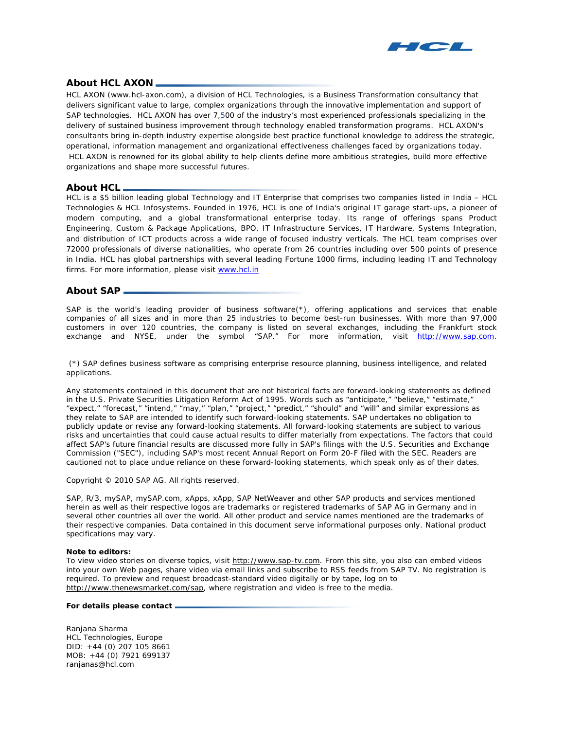## About HCL AXON

HCL AXON (www.hcl-axon.com), a division of HCL Technologies, is a Business Transformation consultancy that delivers significant value to large, complex organizations through the innovative implementation and support of SAP technologies. HCL AXON has over 7,500 of the industry's most experienced professionals specializing in the delivery of sustained business improvement through technology enabled transformation programs. HCL AXON's consultants bring in-depth industry expertise alongside best practice functional knowledge to address the strategic, operational, information management and organizational effectiveness challenges faced by organizations today. HCL AXON is renowned for its global ability to help clients define more ambitious strategies, build more effective organizations and shape more successful futures.

## About HCL

HCL is a $5 billion leading global Technology and IT Enterprise that comprises two companies listed in India – HCL Technologies & HCL Infosystems. Founded in 1976, HCL is one of India's original IT garage start-ups, a pioneer of modern computing, and a global transformational enterprise today. Its range of offerings spans Product Engineering, Custom & Package Applications, BPO, IT Infrastructure Services, IT Hardware, Systems Integration, and distribution of ICT products across a wide range of focused industry verticals. The HCL team comprises over 72000 professionals of diverse nationalities, who operate from 26 countries including over 500 points of presence in India. HCL has global partnerships with several leading Fortune 1000 firms, including leading IT and Technology firms. For more information, please visit www.hcl.in

## About SAP

SAP is the world's leading provider of business software(*), offering applications and services that enable companies of all sizes and in more than 25 industries to become best-run businesses. With more than 97,000 customers in over 120 countries, the company is listed on several exchanges, including the Frankfurt stock exchange and NYSE, under the symbol "SAP." For more information, visit http://www.sap.com.

(*) SAP defines business software as comprising enterprise resource planning, business intelligence, and related applications.

Any statements contained in this document that are not historical facts are forward-looking statements as defined in the U.S. Private Securities Litigation Reform Act of 1995. Words such as "anticipate," "believe," "estimate," "expect," "forecast," "intend," "may," "plan," "project," "predict," "should" and "will" and similar expressions as they relate to SAP are intended to identify such forward-looking statements. SAP undertakes no obligation to publicly update or revise any forward-looking statements. All forward-looking statements are subject to various risks and uncertainties that could cause actual results to differ materially from expectations. The factors that could affect SAP's future financial results are discussed more fully in SAP's filings with the U.S. Securities and Exchange Commission ("SEC"), including SAP's most recent Annual Report on Form 20-F filed with the SEC. Readers are cautioned not to place undue reliance on these forward-looking statements, which speak only as of their dates.

Copyright © 2010 SAP AG. All rights reserved.

SAP, R/3, mySAP, mySAP.com, xApps, xApp, SAP NetWeaver and other SAP products and services mentioned herein as well as their respective logos are trademarks or registered trademarks of SAP AG in Germany and in several other countries all over the world. All other product and service names mentioned are the trademarks of their respective companies. Data contained in this document serve informational purposes only. National product specifications may vary.

**Note to editors:**
To view video stories on diverse topics, visit http://www.sap-tv.com. From this site, you also can embed videos into your own Web pages, share video via email links and subscribe to RSS feeds from SAP TV. No registration is required. To preview and request broadcast-standard video digitally or by tape, log on to http://www.thenewsmarket.com/sap, where registration and video is free to the media.

**For details please contact**

Ranjana Sharma
HCL Technologies, Europe
DID: +44 (0) 207 105 8661
MOB: +44 (0) 7921 699137
ranjanas@hcl.com